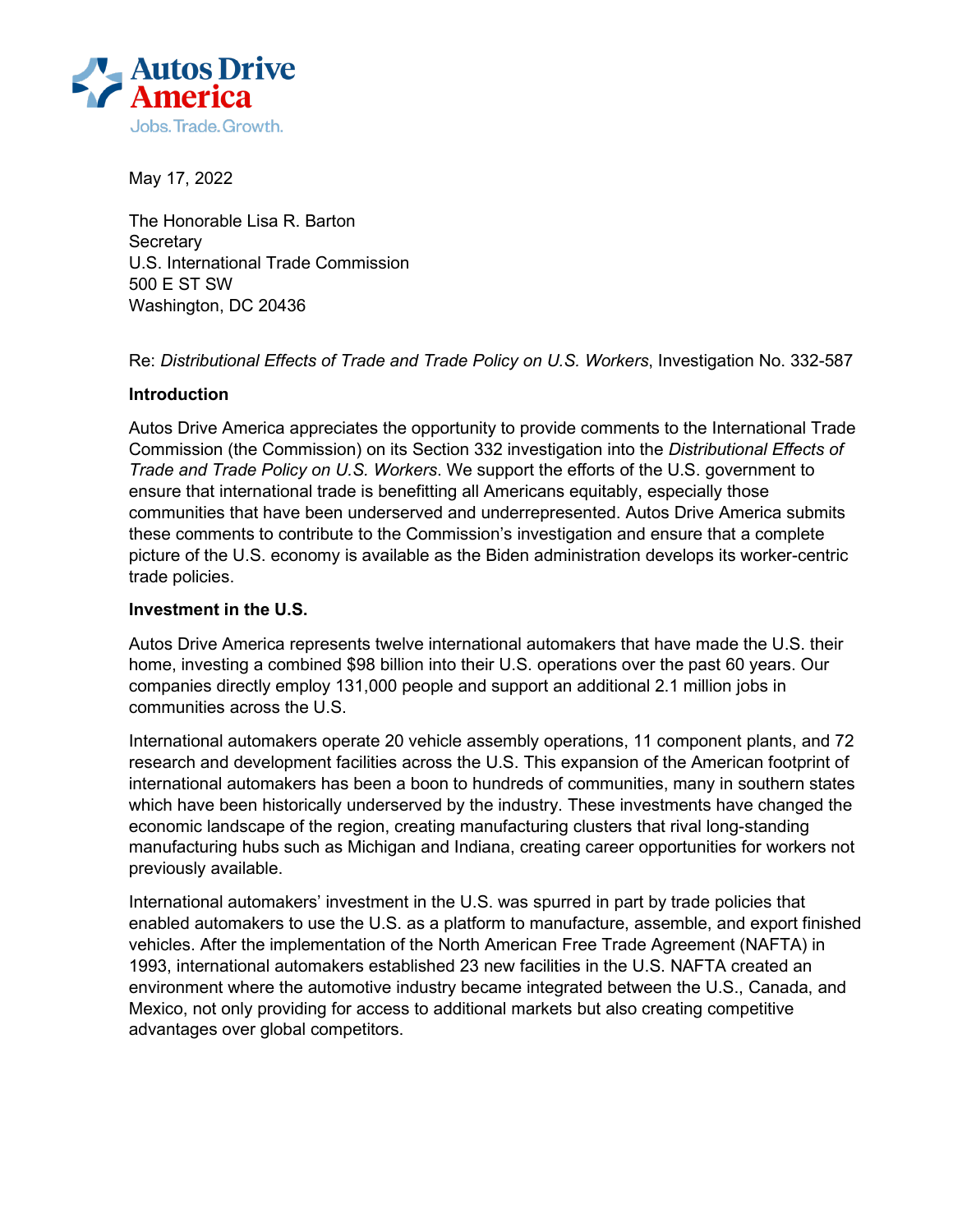Autos Drive America

Jobs. Trade. Growth.

May 17, 2022

The Honorable Lisa R. Barton
Secretary
U.S. International Trade Commission
500 E ST SW
Washington, DC 20436

Re: *Distributional Effects of Trade and Trade Policy on U.S. Workers*, Investigation No. 332-587

**Introduction**

Autos Drive America appreciates the opportunity to provide comments to the International Trade Commission (the Commission) on its Section 332 investigation into the *Distributional Effects of Trade and Trade Policy on U.S. Workers*. We support the efforts of the U.S. government to ensure that international trade is benefitting all Americans equitably, especially those communities that have been underserved and underrepresented. Autos Drive America submits these comments to contribute to the Commission's investigation and ensure that a complete picture of the U.S. economy is available as the Biden administration develops its worker-centric trade policies.

**Investment in the U.S.**

Autos Drive America represents twelve international automakers that have made the U.S. their home, investing a combined $98 billion into their U.S. operations over the past 60 years. Our companies directly employ 131,000 people and support an additional 2.1 million jobs in communities across the U.S.

International automakers operate 20 vehicle assembly operations, 11 component plants, and 72 research and development facilities across the U.S. This expansion of the American footprint of international automakers has been a boon to hundreds of communities, many in southern states which have been historically underserved by the industry. These investments have changed the economic landscape of the region, creating manufacturing clusters that rival long-standing manufacturing hubs such as Michigan and Indiana, creating career opportunities for workers not previously available.

International automakers' investment in the U.S. was spurred in part by trade policies that enabled automakers to use the U.S. as a platform to manufacture, assemble, and export finished vehicles. After the implementation of the North American Free Trade Agreement (NAFTA) in 1993, international automakers established 23 new facilities in the U.S. NAFTA created an environment where the automotive industry became integrated between the U.S., Canada, and Mexico, not only providing for access to additional markets but also creating competitive advantages over global competitors.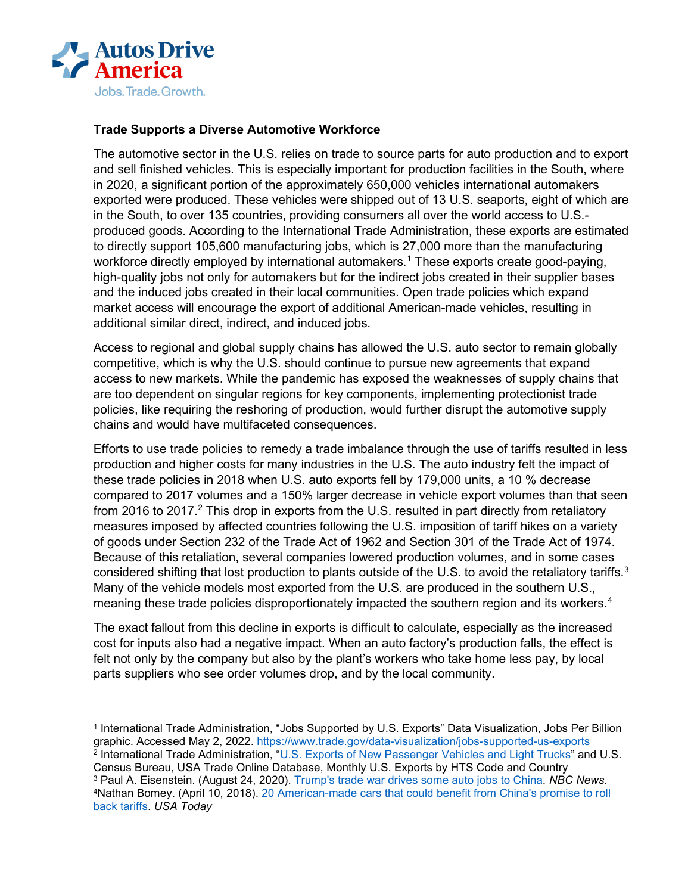**Trade Supports a Diverse Automotive Workforce**

The automotive sector in the U.S. relies on trade to source parts for auto production and to export and sell finished vehicles. This is especially important for production facilities in the South, where in 2020, a significant portion of the approximately 650,000 vehicles international automakers exported were produced. These vehicles were shipped out of 13 U.S. seaports, eight of which are in the South, to over 135 countries, providing consumers all over the world access to U.S.-produced goods. According to the International Trade Administration, these exports are estimated to directly support 105,600 manufacturing jobs, which is 27,000 more than the manufacturing workforce directly employed by international automakers.[1] These exports create good-paying, high-quality jobs not only for automakers but for the indirect jobs created in their supplier bases and the induced jobs created in their local communities. Open trade policies which expand market access will encourage the export of additional American-made vehicles, resulting in additional similar direct, indirect, and induced jobs.

Access to regional and global supply chains has allowed the U.S. auto sector to remain globally competitive, which is why the U.S. should continue to pursue new agreements that expand access to new markets. While the pandemic has exposed the weaknesses of supply chains that are too dependent on singular regions for key components, implementing protectionist trade policies, like requiring the reshoring of production, would further disrupt the automotive supply chains and would have multifaceted consequences.

Efforts to use trade policies to remedy a trade imbalance through the use of tariffs resulted in less production and higher costs for many industries in the U.S. The auto industry felt the impact of these trade policies in 2018 when U.S. auto exports fell by 179,000 units, a 10 % decrease compared to 2017 volumes and a 150% larger decrease in vehicle export volumes than that seen from 2016 to 2017.[2] This drop in exports from the U.S. resulted in part directly from retaliatory measures imposed by affected countries following the U.S. imposition of tariff hikes on a variety of goods under Section 232 of the Trade Act of 1962 and Section 301 of the Trade Act of 1974. Because of this retaliation, several companies lowered production volumes, and in some cases considered shifting that lost production to plants outside of the U.S. to avoid the retaliatory tariffs.[3] Many of the vehicle models most exported from the U.S. are produced in the southern U.S., meaning these trade policies disproportionately impacted the southern region and its workers.[4]

The exact fallout from this decline in exports is difficult to calculate, especially as the increased cost for inputs also had a negative impact. When an auto factory's production falls, the effect is felt not only by the company but also by the plant's workers who take home less pay, by local parts suppliers who see order volumes drop, and by the local community.

---

[1] International Trade Administration, "Jobs Supported by U.S. Exports" Data Visualization, Jobs Per Billion graphic. Accessed May 2, 2022. https://www.trade.gov/data-visualization/jobs-supported-us-exports

[2] International Trade Administration, "U.S. Exports of New Passenger Vehicles and Light Trucks" and U.S. Census Bureau, USA Trade Online Database, Monthly U.S. Exports by HTS Code and Country

[3] Paul A. Eisenstein. (August 24, 2020). Trump's trade war drives some auto jobs to China. *NBC News*.

[4] Nathan Bomey. (April 10, 2018). 20 American-made cars that could benefit from China's promise to roll back tariffs. *USA Today*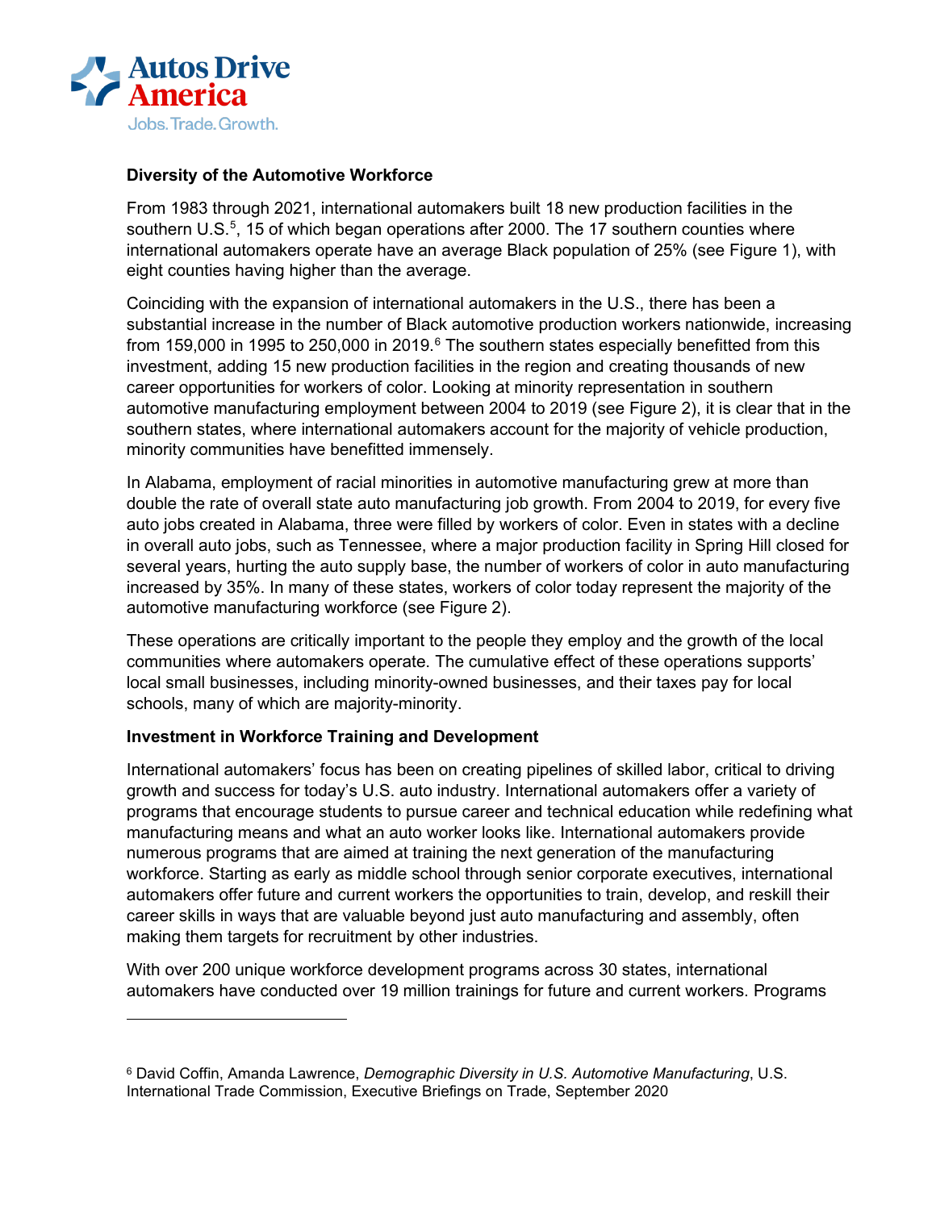## Diversity of the Automotive Workforce

From 1983 through 2021, international automakers built 18 new production facilities in the southern U.S.[5], 15 of which began operations after 2000. The 17 southern counties where international automakers operate have an average Black population of 25% (see Figure 1), with eight counties having higher than the average.

Coinciding with the expansion of international automakers in the U.S., there has been a substantial increase in the number of Black automotive production workers nationwide, increasing from 159,000 in 1995 to 250,000 in 2019.[6] The southern states especially benefitted from this investment, adding 15 new production facilities in the region and creating thousands of new career opportunities for workers of color. Looking at minority representation in southern automotive manufacturing employment between 2004 to 2019 (see Figure 2), it is clear that in the southern states, where international automakers account for the majority of vehicle production, minority communities have benefitted immensely.

In Alabama, employment of racial minorities in automotive manufacturing grew at more than double the rate of overall state auto manufacturing job growth. From 2004 to 2019, for every five auto jobs created in Alabama, three were filled by workers of color. Even in states with a decline in overall auto jobs, such as Tennessee, where a major production facility in Spring Hill closed for several years, hurting the auto supply base, the number of workers of color in auto manufacturing increased by 35%. In many of these states, workers of color today represent the majority of the automotive manufacturing workforce (see Figure 2).

These operations are critically important to the people they employ and the growth of the local communities where automakers operate. The cumulative effect of these operations supports' local small businesses, including minority-owned businesses, and their taxes pay for local schools, many of which are majority-minority.

## Investment in Workforce Training and Development

International automakers' focus has been on creating pipelines of skilled labor, critical to driving growth and success for today's U.S. auto industry. International automakers offer a variety of programs that encourage students to pursue career and technical education while redefining what manufacturing means and what an auto worker looks like. International automakers provide numerous programs that are aimed at training the next generation of the manufacturing workforce. Starting as early as middle school through senior corporate executives, international automakers offer future and current workers the opportunities to train, develop, and reskill their career skills in ways that are valuable beyond just auto manufacturing and assembly, often making them targets for recruitment by other industries.

With over 200 unique workforce development programs across 30 states, international automakers have conducted over 19 million trainings for future and current workers. Programs

---

[6] David Coffin, Amanda Lawrence, *Demographic Diversity in U.S. Automotive Manufacturing*, U.S. International Trade Commission, Executive Briefings on Trade, September 2020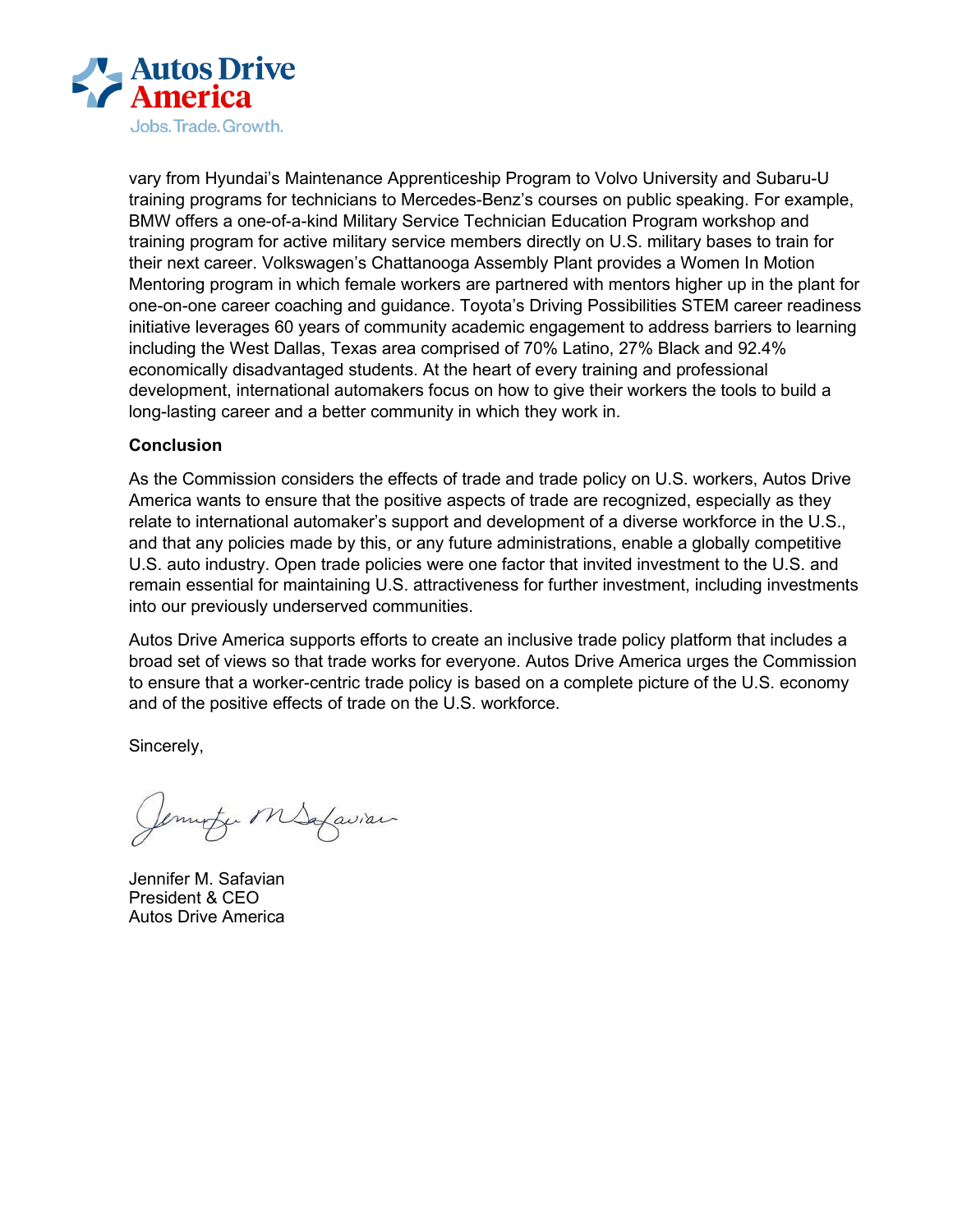vary from Hyundai's Maintenance Apprenticeship Program to Volvo University and Subaru-U training programs for technicians to Mercedes-Benz's courses on public speaking. For example, BMW offers a one-of-a-kind Military Service Technician Education Program workshop and training program for active military service members directly on U.S. military bases to train for their next career. Volkswagen's Chattanooga Assembly Plant provides a Women In Motion Mentoring program in which female workers are partnered with mentors higher up in the plant for one-on-one career coaching and guidance. Toyota's Driving Possibilities STEM career readiness initiative leverages 60 years of community academic engagement to address barriers to learning including the West Dallas, Texas area comprised of 70% Latino, 27% Black and 92.4% economically disadvantaged students. At the heart of every training and professional development, international automakers focus on how to give their workers the tools to build a long-lasting career and a better community in which they work in.

**Conclusion**

As the Commission considers the effects of trade and trade policy on U.S. workers, Autos Drive America wants to ensure that the positive aspects of trade are recognized, especially as they relate to international automaker's support and development of a diverse workforce in the U.S., and that any policies made by this, or any future administrations, enable a globally competitive U.S. auto industry. Open trade policies were one factor that invited investment to the U.S. and remain essential for maintaining U.S. attractiveness for further investment, including investments into our previously underserved communities.

Autos Drive America supports efforts to create an inclusive trade policy platform that includes a broad set of views so that trade works for everyone. Autos Drive America urges the Commission to ensure that a worker-centric trade policy is based on a complete picture of the U.S. economy and of the positive effects of trade on the U.S. workforce.

Sincerely,

Jennifer M. Safavian
President & CEO
Autos Drive America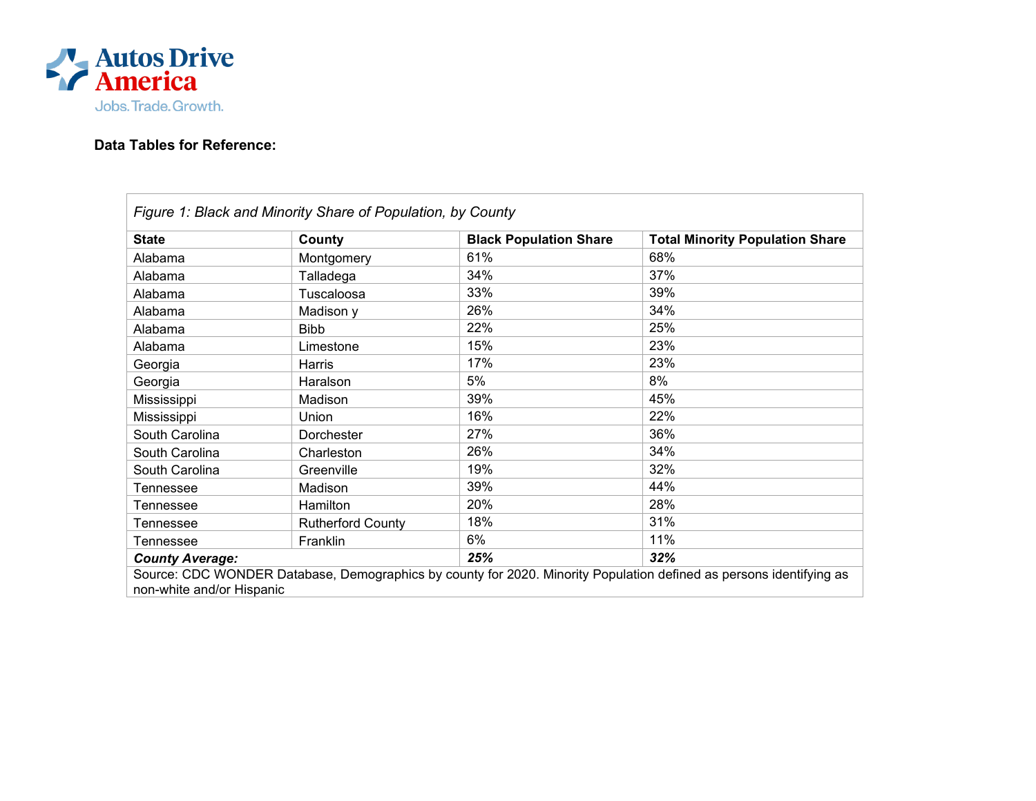**Data Tables for Reference:**

*Figure 1: Black and Minority Share of Population, by County*

| State | County | Black Population Share | Total Minority Population Share |
|---|---|---|---|
| Alabama | Montgomery | 61% | 68% |
| Alabama | Talladega | 34% | 37% |
| Alabama | Tuscaloosa | 33% | 39% |
| Alabama | Madison y | 26% | 34% |
| Alabama | Bibb | 22% | 25% |
| Alabama | Limestone | 15% | 23% |
| Georgia | Harris | 17% | 23% |
| Georgia | Haralson | 5% | 8% |
| Mississippi | Madison | 39% | 45% |
| Mississippi | Union | 16% | 22% |
| South Carolina | Dorchester | 27% | 36% |
| South Carolina | Charleston | 26% | 34% |
| South Carolina | Greenville | 19% | 32% |
| Tennessee | Madison | 39% | 44% |
| Tennessee | Hamilton | 20% | 28% |
| Tennessee | Rutherford County | 18% | 31% |
| Tennessee | Franklin | 6% | 11% |
| ***County Average:*** | | ***25%*** | ***32%*** |

Source: CDC WONDER Database, Demographics by county for 2020. Minority Population defined as persons identifying as non-white and/or Hispanic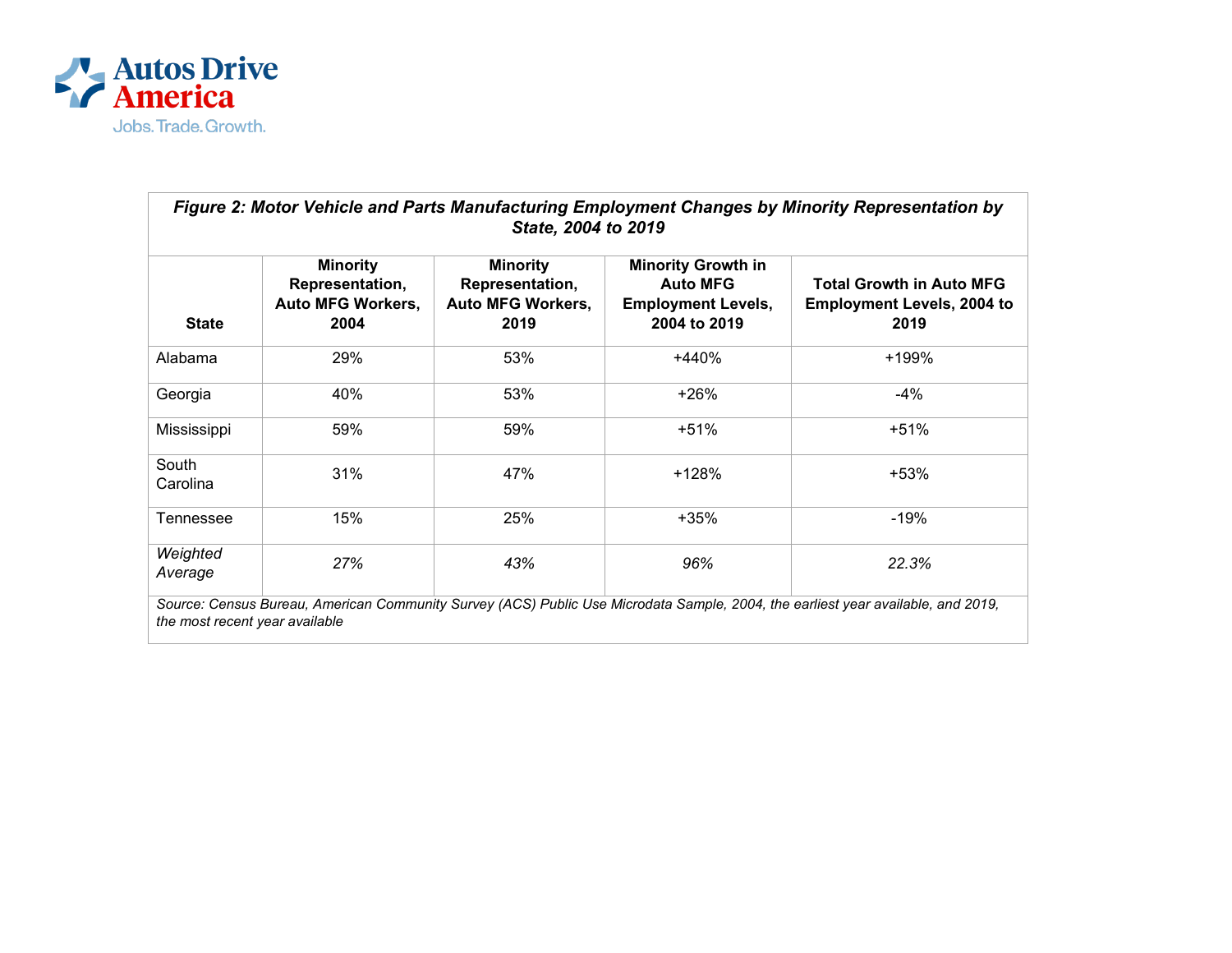**Autos Drive America**
Jobs. Trade. Growth.

| *Figure 2: Motor Vehicle and Parts Manufacturing Employment Changes by Minority Representation by State, 2004 to 2019* | | | | |
|---|---|---|---|---|
| **State** | **Minority Representation, Auto MFG Workers, 2004** | **Minority Representation, Auto MFG Workers, 2019** | **Minority Growth in Auto MFG Employment Levels, 2004 to 2019** | **Total Growth in Auto MFG Employment Levels, 2004 to 2019** |
| Alabama | 29% | 53% | +440% | +199% |
| Georgia | 40% | 53% | +26% | -4% |
| Mississippi | 59% | 59% | +51% | +51% |
| South Carolina | 31% | 47% | +128% | +53% |
| Tennessee | 15% | 25% | +35% | -19% |
| *Weighted Average* | *27%* | *43%* | *96%* | *22.3%* |

*Source: Census Bureau, American Community Survey (ACS) Public Use Microdata Sample, 2004, the earliest year available, and 2019, the most recent year available*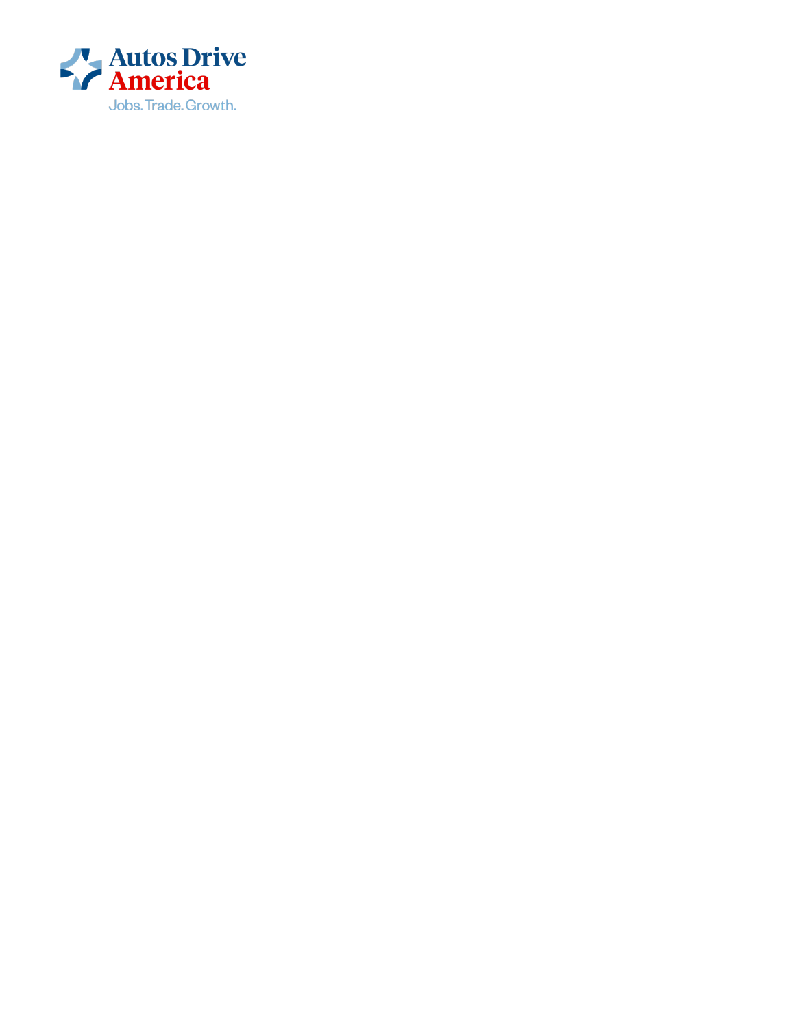Autos Drive America

Jobs. Trade. Growth.